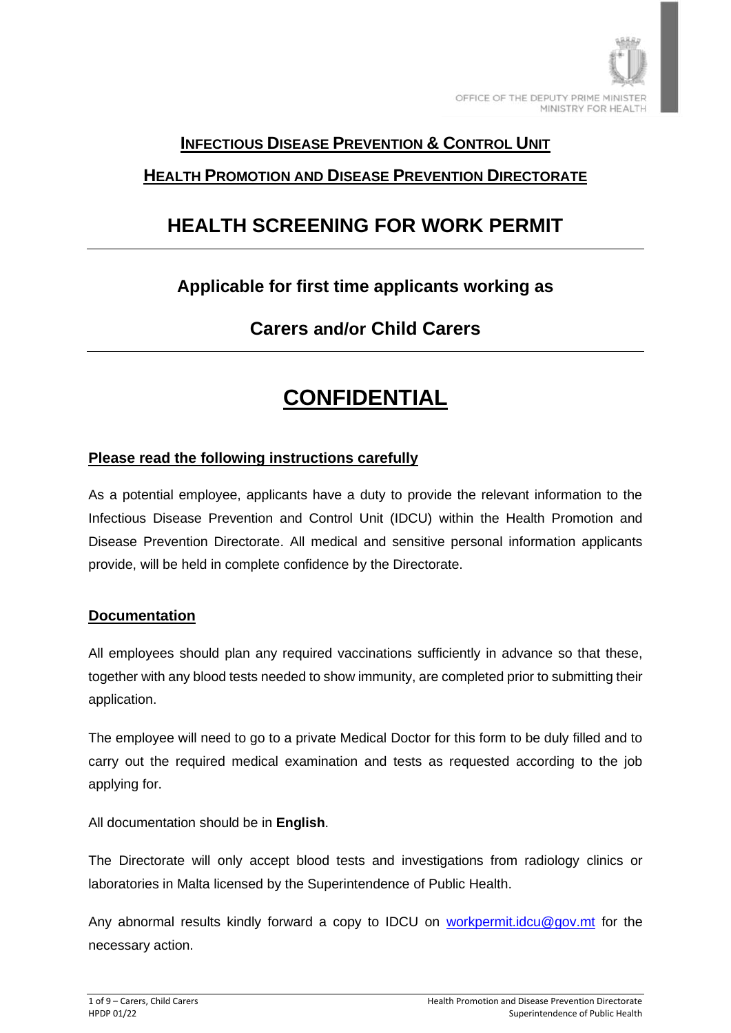OFFICE OF THE DEPUTY PRIME MINISTER
MINISTRY FOR HEALTH

## INFECTIOUS DISEASE PREVENTION & CONTROL UNIT

## HEALTH PROMOTION AND DISEASE PREVENTION DIRECTORATE

# HEALTH SCREENING FOR WORK PERMIT

---

### Applicable for first time applicants working as

### Carers and/or Child Carers

---

# CONFIDENTIAL

**Please read the following instructions carefully**

As a potential employee, applicants have a duty to provide the relevant information to the Infectious Disease Prevention and Control Unit (IDCU) within the Health Promotion and Disease Prevention Directorate. All medical and sensitive personal information applicants provide, will be held in complete confidence by the Directorate.

**Documentation**

All employees should plan any required vaccinations sufficiently in advance so that these, together with any blood tests needed to show immunity, are completed prior to submitting their application.

The employee will need to go to a private Medical Doctor for this form to be duly filled and to carry out the required medical examination and tests as requested according to the job applying for.

All documentation should be in **English**.

The Directorate will only accept blood tests and investigations from radiology clinics or laboratories in Malta licensed by the Superintendence of Public Health.

Any abnormal results kindly forward a copy to IDCU on workpermit.idcu@gov.mt for the necessary action.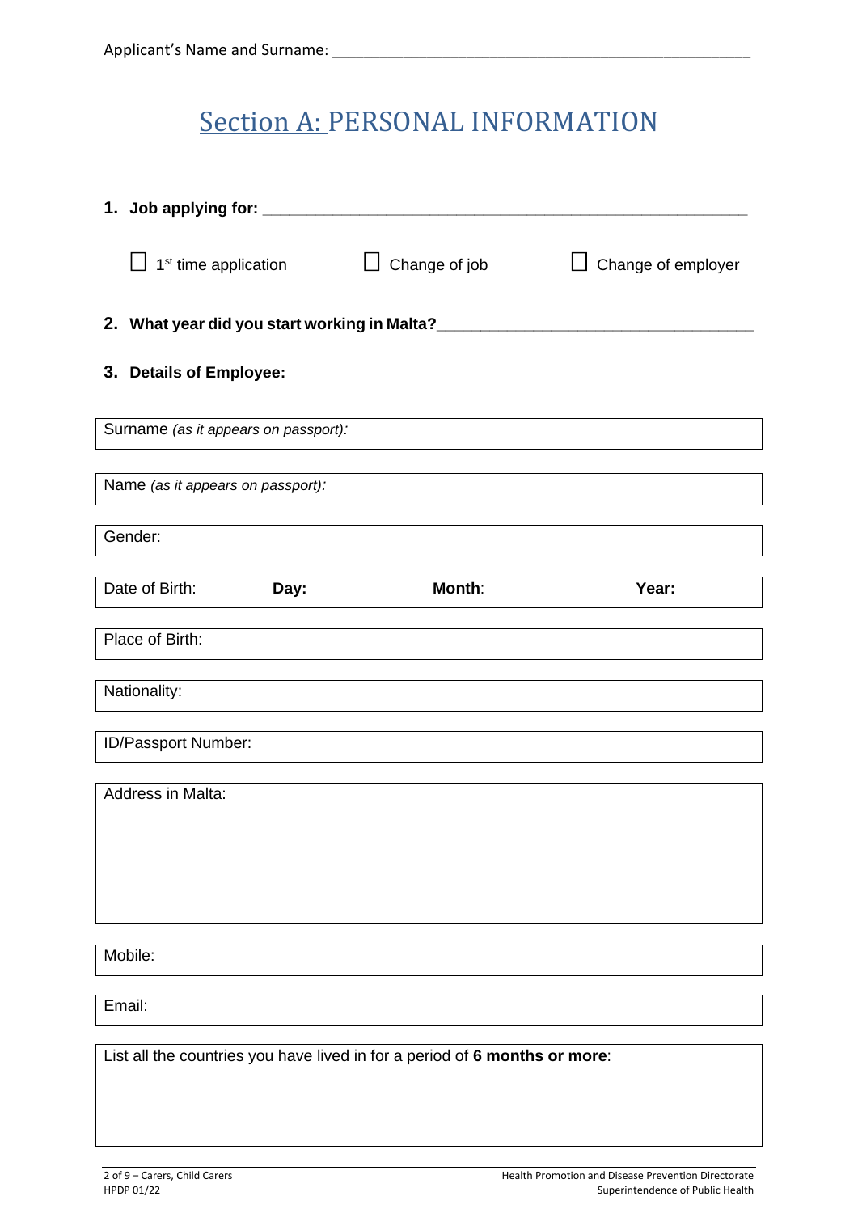Applicant's Name and Surname: ____________________________________________________

# Section A: PERSONAL INFORMATION

**1. Job applying for:** ____________________________________________________

☐ 1st time application ☐ Change of job ☐ Change of employer

**2. What year did you start working in Malta?**________________________________

**3. Details of Employee:**

| Surname *(as it appears on passport):* |
|---|

| Name *(as it appears on passport):* |
|---|

| Gender: |
|---|

| Date of Birth: | **Day:** | **Month**: | **Year:** |
|---|---|---|---|

| Place of Birth: |
|---|

| Nationality: |
|---|

| ID/Passport Number: |
|---|

| Address in Malta: |
|---|

| Mobile: |
|---|

| Email: |
|---|

| List all the countries you have lived in for a period of **6 months or more**: |
|---|

2 of 9 – Carers, Child Carers
HPDP 01/22

Health Promotion and Disease Prevention Directorate
Superintendence of Public Health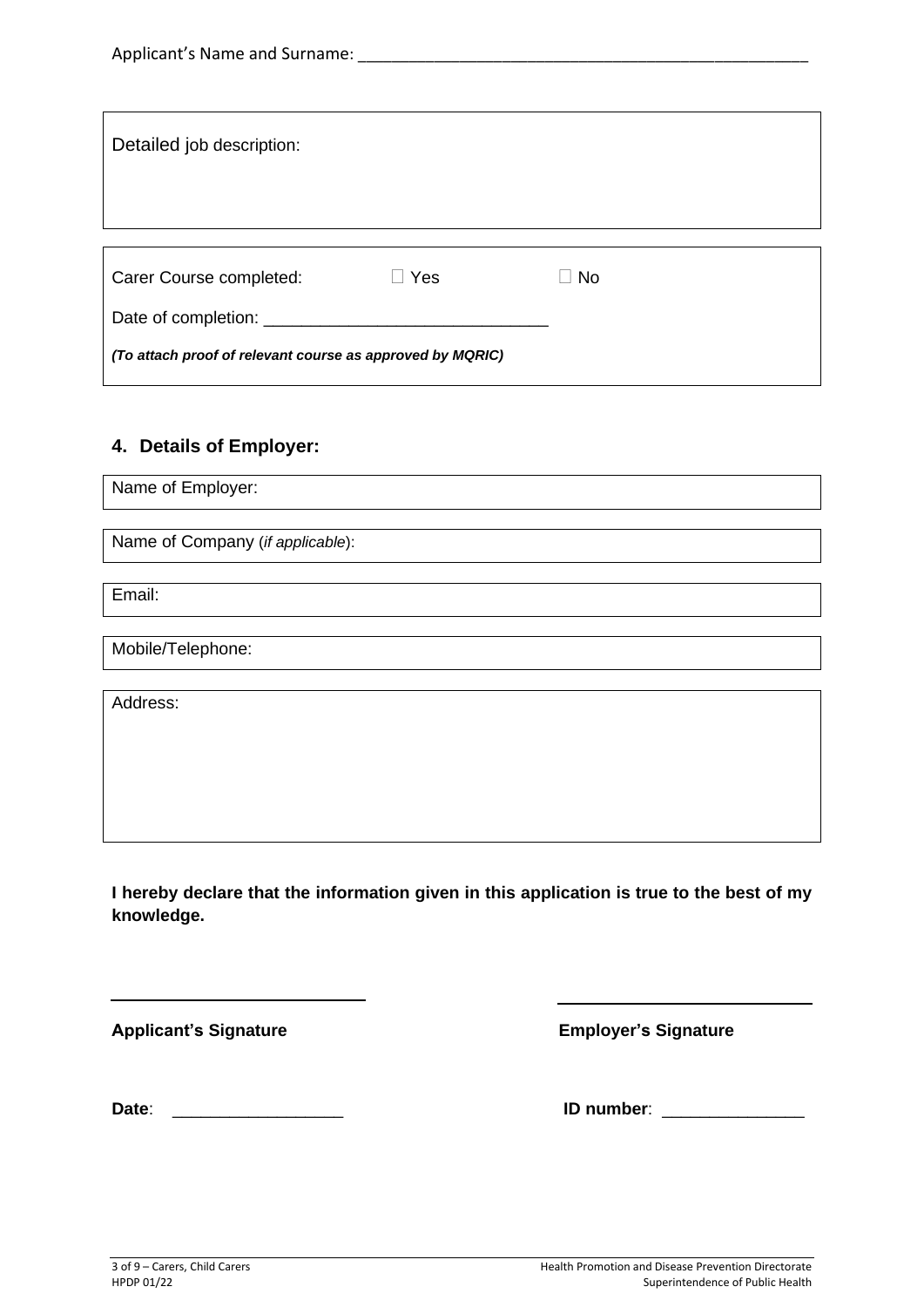Applicant's Name and Surname: ____________________________________________________

| Detailed job description: |
|---|
| |

| Carer Course completed: | ☐ Yes | ☐ No |
|---|---|---|
| Date of completion: ______________________________ | | |
| ***(To attach proof of relevant course as approved by MQRIC)*** | | |

## 4. Details of Employer:

| Name of Employer: |
|---|
| Name of Company (*if applicable*): |
| Email: |
| Mobile/Telephone: |
| Address: |

**I hereby declare that the information given in this application is true to the best of my knowledge.**

__________________________ **Applicant's Signature**

__________________________ **Employer's Signature**

**Date**: __________________

**ID number**: _______________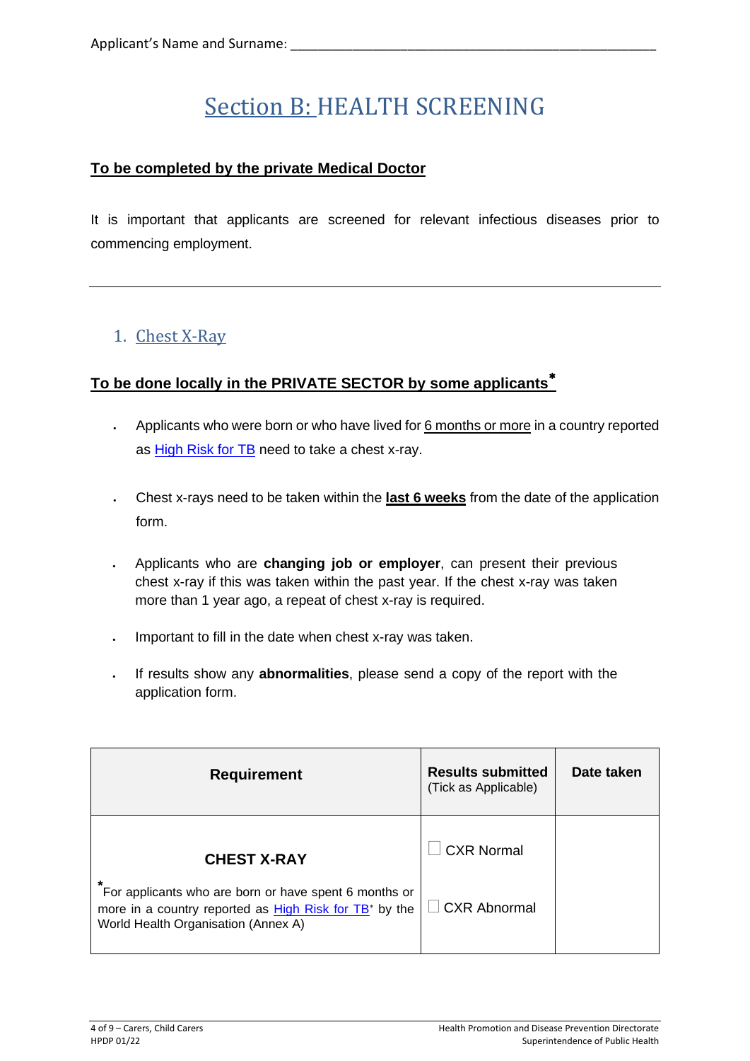Applicant's Name and Surname: ___________________________________________________

# Section B: HEALTH SCREENING

**To be completed by the private Medical Doctor**

It is important that applicants are screened for relevant infectious diseases prior to commencing employment.

---

## 1. Chest X-Ray

**To be done locally in the PRIVATE SECTOR by some applicants***

- Applicants who were born or who have lived for 6 months or more in a country reported as High Risk for TB need to take a chest x-ray.
- Chest x-rays need to be taken within the **last 6 weeks** from the date of the application form.
- Applicants who are **changing job or employer**, can present their previous chest x-ray if this was taken within the past year. If the chest x-ray was taken more than 1 year ago, a repeat of chest x-ray is required.
- Important to fill in the date when chest x-ray was taken.
- If results show any **abnormalities**, please send a copy of the report with the application form.

| Requirement | Results submitted (Tick as Applicable) | Date taken |
|---|---|---|
| **CHEST X-RAY**<br>*For applicants who are born or have spent 6 months or more in a country reported as High Risk for TB* by the World Health Organisation (Annex A) | ☐ CXR Normal<br>☐ CXR Abnormal | |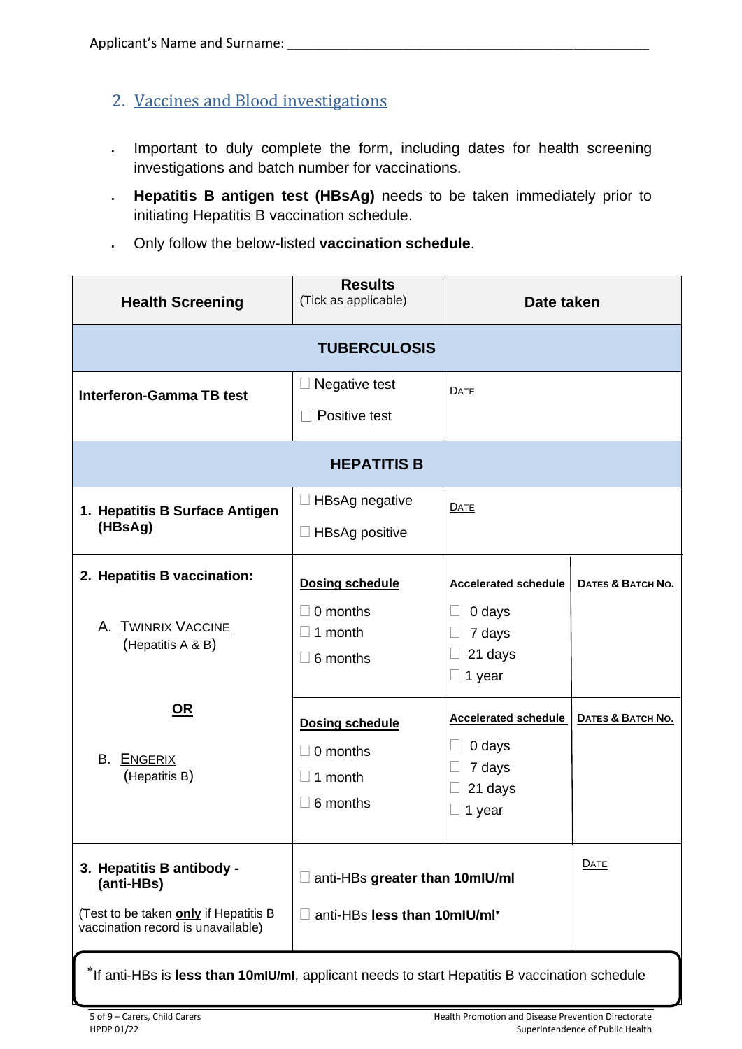Applicant's Name and Surname: ____________________________________________

## 2. Vaccines and Blood investigations

- Important to duly complete the form, including dates for health screening investigations and batch number for vaccinations.
- **Hepatitis B antigen test (HBsAg)** needs to be taken immediately prior to initiating Hepatitis B vaccination schedule.
- Only follow the below-listed **vaccination schedule**.

| **Health Screening** | **Results** (Tick as applicable) | **Date taken** | |
|---|---|---|---|
| **TUBERCULOSIS** | | | |
| **Interferon-Gamma TB test** | ☐ Negative test<br>☐ Positive test | DATE | |
| **HEPATITIS B** | | | |
| **1. Hepatitis B Surface Antigen (HBsAg)** | ☐ HBsAg negative<br>☐ HBsAg positive | DATE | |
| **2. Hepatitis B vaccination:**<br><br>A. TWINRIX VACCINE (Hepatitis A & B) | **Dosing schedule**<br>☐ 0 months<br>☐ 1 month<br>☐ 6 months | **Accelerated schedule**<br>☐ 0 days<br>☐ 7 days<br>☐ 21 days<br>☐ 1 year | **DATES & BATCH NO.** |
| **OR**<br><br>B. ENGERIX (Hepatitis B) | **Dosing schedule**<br>☐ 0 months<br>☐ 1 month<br>☐ 6 months | **Accelerated schedule**<br>☐ 0 days<br>☐ 7 days<br>☐ 21 days<br>☐ 1 year | **DATES & BATCH NO.** |
| **3. Hepatitis B antibody - (anti-HBs)**<br>(Test to be taken **only** if Hepatitis B vaccination record is unavailable) | ☐ anti-HBs **greater than 10mIU/ml**<br>☐ anti-HBs **less than 10mIU/ml***| | DATE |

*If anti-HBs is **less than 10mIU/ml**, applicant needs to start Hepatitis B vaccination schedule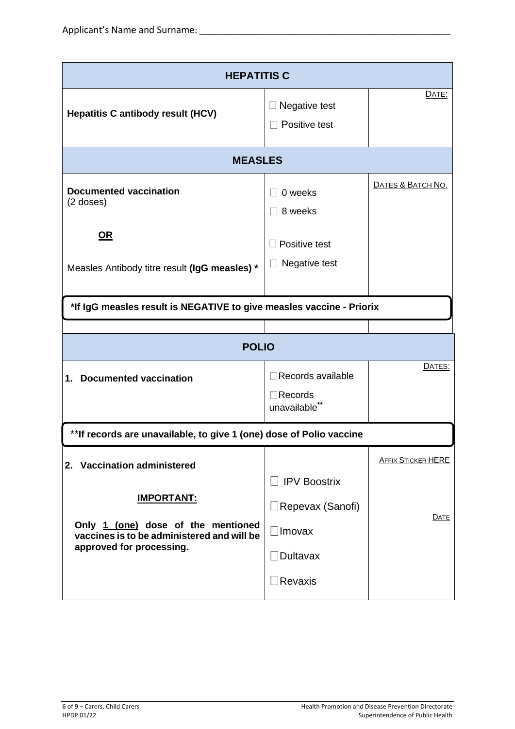Applicant's Name and Surname: ____________________________________________________

| **HEPATITIS C** | | |
|---|---|---|
| **Hepatitis C antibody result (HCV)** | ☐ Negative test<br>☐ Positive test | DATE: |
| **MEASLES** | | |
| **Documented vaccination** (2 doses)<br><br>**OR**<br><br>Measles Antibody titre result **(IgG measles) \*** | ☐ 0 weeks<br>☐ 8 weeks<br><br>☐ Positive test<br>☐ Negative test | DATES & BATCH NO. |
| **\*If IgG measles result is NEGATIVE to give measles vaccine - Priorix** | | |
| **POLIO** | | |
| **1. Documented vaccination** | ☐Records available<br>☐Records unavailable** | DATES: |
| \*\***If records are unavailable, to give 1 (one) dose of Polio vaccine** | | |
| **2. Vaccination administered**<br><br>**IMPORTANT:**<br><br>**Only 1 (one) dose of the mentioned vaccines is to be administered and will be approved for processing.** | ☐ IPV Boostrix<br>☐Repevax (Sanofi)<br>☐Imovax<br>☐Dultavax<br>☐Revaxis | AFFIX STICKER HERE<br><br>DATE |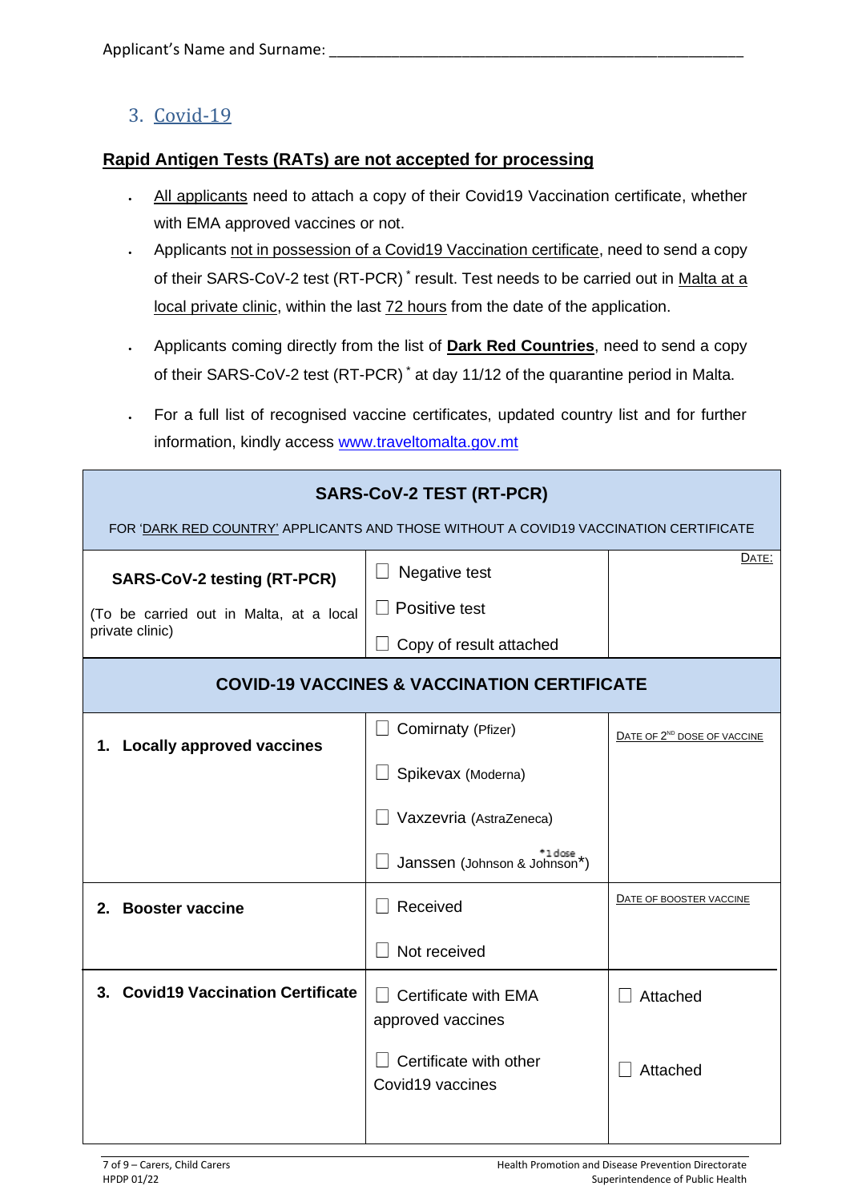Applicant's Name and Surname: ____________________________________________________

## 3. Covid-19

**Rapid Antigen Tests (RATs) are not accepted for processing**

- All applicants need to attach a copy of their Covid19 Vaccination certificate, whether with EMA approved vaccines or not.
- Applicants not in possession of a Covid19 Vaccination certificate, need to send a copy of their SARS-CoV-2 test (RT-PCR) * result. Test needs to be carried out in Malta at a local private clinic, within the last 72 hours from the date of the application.
- Applicants coming directly from the list of **Dark Red Countries**, need to send a copy of their SARS-CoV-2 test (RT-PCR) * at day 11/12 of the quarantine period in Malta.
- For a full list of recognised vaccine certificates, updated country list and for further information, kindly access www.traveltomalta.gov.mt

| **SARS-CoV-2 TEST (RT-PCR)**<br>FOR 'DARK RED COUNTRY' APPLICANTS AND THOSE WITHOUT A COVID19 VACCINATION CERTIFICATE | | |
|---|---|---|
| **SARS-CoV-2 testing (RT-PCR)**<br>(To be carried out in Malta, at a local private clinic) | ☐ Negative test<br>☐ Positive test<br>☐ Copy of result attached | DATE: |
| **COVID-19 VACCINES & VACCINATION CERTIFICATE** | | |
| **1. Locally approved vaccines** | ☐ Comirnaty (Pfizer)<br>☐ Spikevax (Moderna)<br>☐ Vaxzevria (AstraZeneca)<br>☐ Janssen (Johnson & Johnson*) *1 dose | DATE OF 2ND DOSE OF VACCINE |
| **2. Booster vaccine** | ☐ Received<br>☐ Not received | DATE OF BOOSTER VACCINE |
| **3. Covid19 Vaccination Certificate** | ☐ Certificate with EMA approved vaccines<br>☐ Certificate with other Covid19 vaccines | ☐ Attached<br>☐ Attached |

HPDP 01/22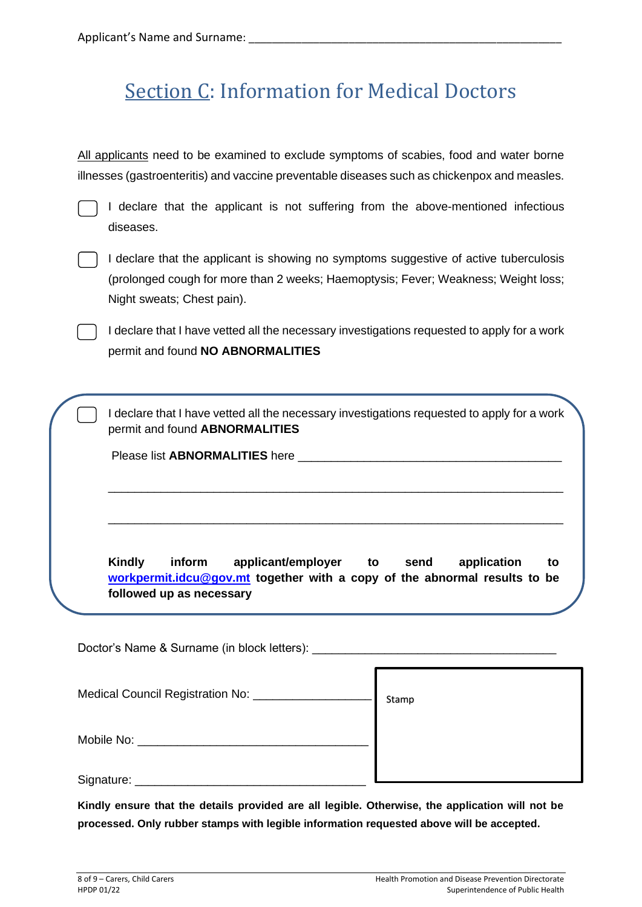Applicant's Name and Surname: ___________________________________________________

# Section C: Information for Medical Doctors

All applicants need to be examined to exclude symptoms of scabies, food and water borne illnesses (gastroenteritis) and vaccine preventable diseases such as chickenpox and measles.

☐ I declare that the applicant is not suffering from the above-mentioned infectious diseases.

☐ I declare that the applicant is showing no symptoms suggestive of active tuberculosis (prolonged cough for more than 2 weeks; Haemoptysis; Fever; Weakness; Weight loss; Night sweats; Chest pain).

☐ I declare that I have vetted all the necessary investigations requested to apply for a work permit and found **NO ABNORMALITIES**

☐ I declare that I have vetted all the necessary investigations requested to apply for a work permit and found **ABNORMALITIES**

Please list **ABNORMALITIES** here ___________________________________________

_______________________________________________________________________

_______________________________________________________________________

**Kindly inform applicant/employer to send application to [workpermit.idcu@gov.mt](mailto:workpermit.idcu@gov.mt) together with a copy of the abnormal results to be followed up as necessary**

Doctor's Name & Surname (in block letters): ___________________________________

Medical Council Registration No: __________________

Mobile No: ___________________________________

Signature: ___________________________________

Stamp

**Kindly ensure that the details provided are all legible. Otherwise, the application will not be processed. Only rubber stamps with legible information requested above will be accepted.**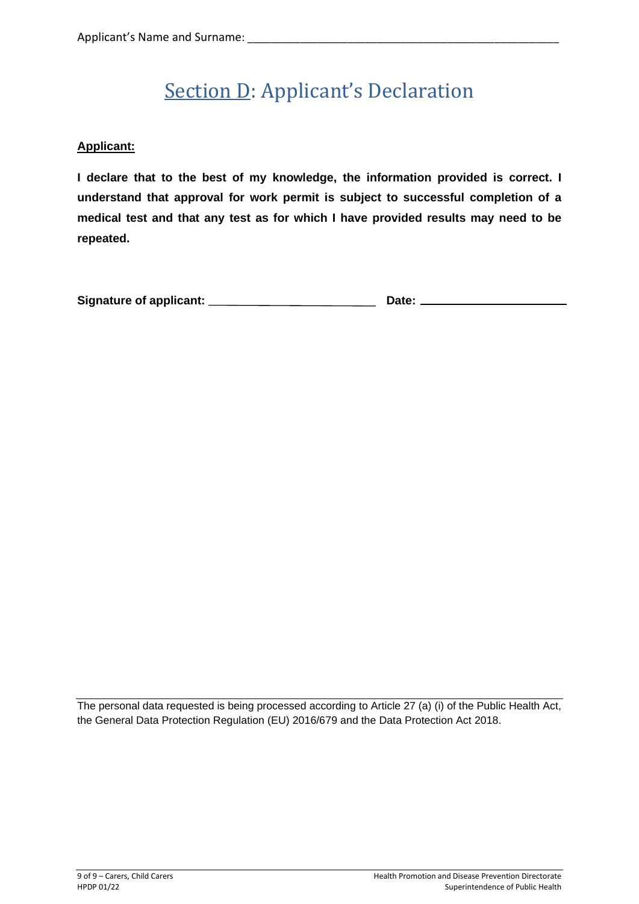Applicant's Name and Surname: ___________________________________________________

# Section D: Applicant's Declaration

**Applicant:**

**I declare that to the best of my knowledge, the information provided is correct. I understand that approval for work permit is subject to successful completion of a medical test and that any test as for which I have provided results may need to be repeated.**

**Signature of applicant:** ___________________________ **Date:** _______________________

The personal data requested is being processed according to Article 27 (a) (i) of the Public Health Act, the General Data Protection Regulation (EU) 2016/679 and the Data Protection Act 2018.